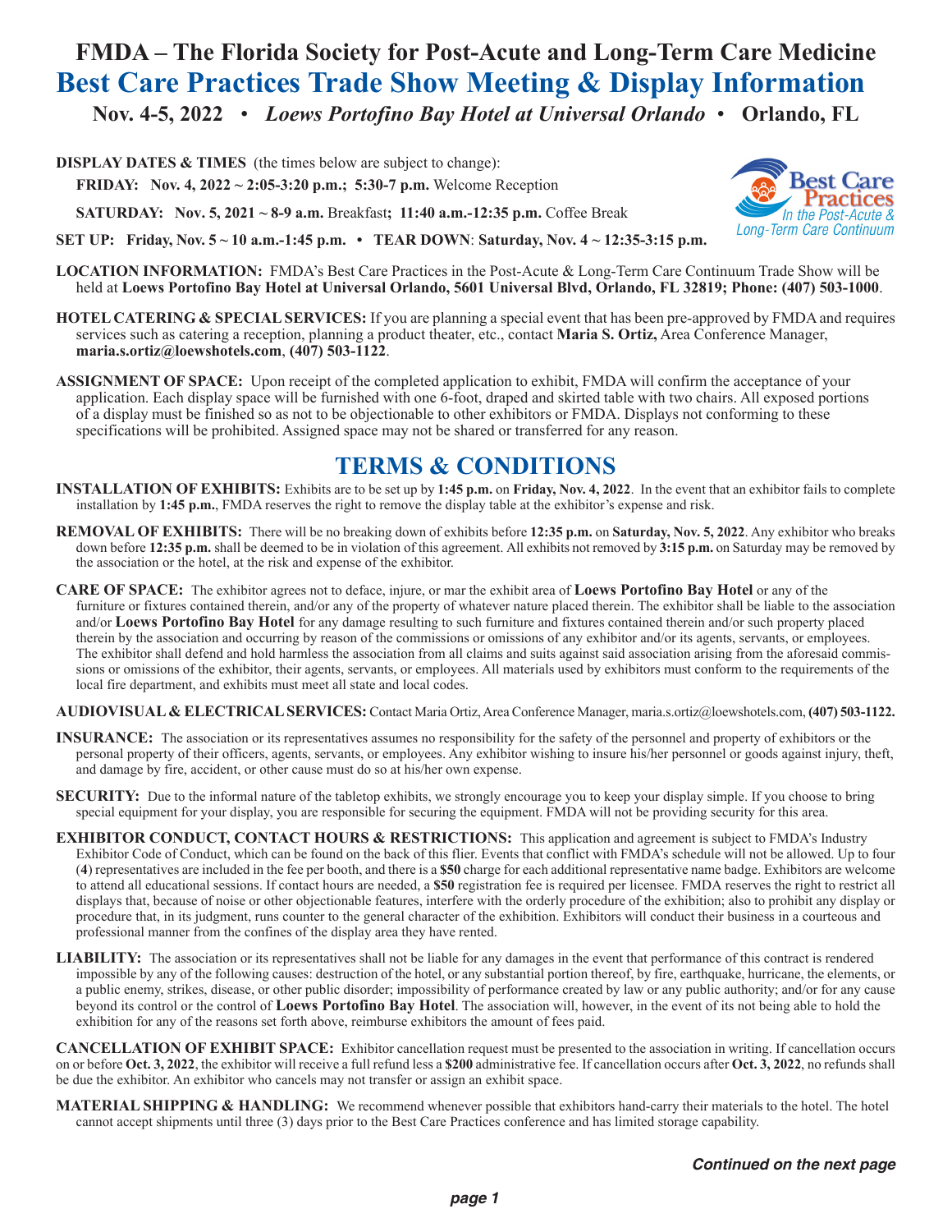# FMDA – The Florida Society for Post-Acute and Long-Term Care Medicine

## Best Care Practices Trade Show Meeting & Display Information

**Nov. 4-5, 2022** • ***Loews Portofino Bay Hotel at Universal Orlando*** • **Orlando, FL**

**DISPLAY DATES & TIMES** (the times below are subject to change):

**FRIDAY: Nov. 4, 2022 ~ 2:05-3:20 p.m.; 5:30-7 p.m.** Welcome Reception

**SATURDAY: Nov. 5, 2021 ~ 8-9 a.m.** Breakfast**; 11:40 a.m.-12:35 p.m.** Coffee Break

**SET UP: Friday, Nov. 5 ~ 10 a.m.-1:45 p.m. • TEAR DOWN**: **Saturday, Nov. 4 ~ 12:35-3:15 p.m.**

Best Care Practices
*In the Post-Acute & Long-Term Care Continuum*

**LOCATION INFORMATION:** FMDA's Best Care Practices in the Post-Acute & Long-Term Care Continuum Trade Show will be held at **Loews Portofino Bay Hotel at Universal Orlando, 5601 Universal Blvd, Orlando, FL 32819; Phone: (407) 503-1000**.

**HOTEL CATERING & SPECIAL SERVICES:** If you are planning a special event that has been pre-approved by FMDA and requires services such as catering a reception, planning a product theater, etc., contact **Maria S. Ortiz,** Area Conference Manager, **maria.s.ortiz@loewshotels.com**, **(407) 503-1122**.

**ASSIGNMENT OF SPACE:** Upon receipt of the completed application to exhibit, FMDA will confirm the acceptance of your application. Each display space will be furnished with one 6-foot, draped and skirted table with two chairs. All exposed portions of a display must be finished so as not to be objectionable to other exhibitors or FMDA. Displays not conforming to these specifications will be prohibited. Assigned space may not be shared or transferred for any reason.

## TERMS & CONDITIONS

**INSTALLATION OF EXHIBITS:** Exhibits are to be set up by **1:45 p.m.** on **Friday, Nov. 4, 2022**. In the event that an exhibitor fails to complete installation by **1:45 p.m.**, FMDA reserves the right to remove the display table at the exhibitor's expense and risk.

**REMOVAL OF EXHIBITS:** There will be no breaking down of exhibits before **12:35 p.m.** on **Saturday, Nov. 5, 2022**. Any exhibitor who breaks down before **12:35 p.m.** shall be deemed to be in violation of this agreement. All exhibits not removed by **3:15 p.m.** on Saturday may be removed by the association or the hotel, at the risk and expense of the exhibitor.

**CARE OF SPACE:** The exhibitor agrees not to deface, injure, or mar the exhibit area of **Loews Portofino Bay Hotel** or any of the furniture or fixtures contained therein, and/or any of the property of whatever nature placed therein. The exhibitor shall be liable to the association and/or **Loews Portofino Bay Hotel** for any damage resulting to such furniture and fixtures contained therein and/or such property placed therein by the association and occurring by reason of the commissions or omissions of any exhibitor and/or its agents, servants, or employees. The exhibitor shall defend and hold harmless the association from all claims and suits against said association arising from the aforesaid commissions or omissions of the exhibitor, their agents, servants, or employees. All materials used by exhibitors must conform to the requirements of the local fire department, and exhibits must meet all state and local codes.

**AUDIOVISUAL & ELECTRICAL SERVICES:** Contact Maria Ortiz, Area Conference Manager, maria.s.ortiz@loewshotels.com, **(407) 503-1122.**

**INSURANCE:** The association or its representatives assumes no responsibility for the safety of the personnel and property of exhibitors or the personal property of their officers, agents, servants, or employees. Any exhibitor wishing to insure his/her personnel or goods against injury, theft, and damage by fire, accident, or other cause must do so at his/her own expense.

**SECURITY:** Due to the informal nature of the tabletop exhibits, we strongly encourage you to keep your display simple. If you choose to bring special equipment for your display, you are responsible for securing the equipment. FMDA will not be providing security for this area.

**EXHIBITOR CONDUCT, CONTACT HOURS & RESTRICTIONS:** This application and agreement is subject to FMDA's Industry Exhibitor Code of Conduct, which can be found on the back of this flier. Events that conflict with FMDA's schedule will not be allowed. Up to four (**4**) representatives are included in the fee per booth, and there is a **$50** charge for each additional representative name badge. Exhibitors are welcome to attend all educational sessions. If contact hours are needed, a **$50** registration fee is required per licensee. FMDA reserves the right to restrict all displays that, because of noise or other objectionable features, interfere with the orderly procedure of the exhibition; also to prohibit any display or procedure that, in its judgment, runs counter to the general character of the exhibition. Exhibitors will conduct their business in a courteous and professional manner from the confines of the display area they have rented.

**LIABILITY:** The association or its representatives shall not be liable for any damages in the event that performance of this contract is rendered impossible by any of the following causes: destruction of the hotel, or any substantial portion thereof, by fire, earthquake, hurricane, the elements, or a public enemy, strikes, disease, or other public disorder; impossibility of performance created by law or any public authority; and/or for any cause beyond its control or the control of **Loews Portofino Bay Hotel**. The association will, however, in the event of its not being able to hold the exhibition for any of the reasons set forth above, reimburse exhibitors the amount of fees paid.

**CANCELLATION OF EXHIBIT SPACE:** Exhibitor cancellation request must be presented to the association in writing. If cancellation occurs on or before **Oct. 3, 2022**, the exhibitor will receive a full refund less a **$200** administrative fee. If cancellation occurs after **Oct. 3, 2022**, no refunds shall be due the exhibitor. An exhibitor who cancels may not transfer or assign an exhibit space.

**MATERIAL SHIPPING & HANDLING:** We recommend whenever possible that exhibitors hand-carry their materials to the hotel. The hotel cannot accept shipments until three (3) days prior to the Best Care Practices conference and has limited storage capability.

***Continued on the next page***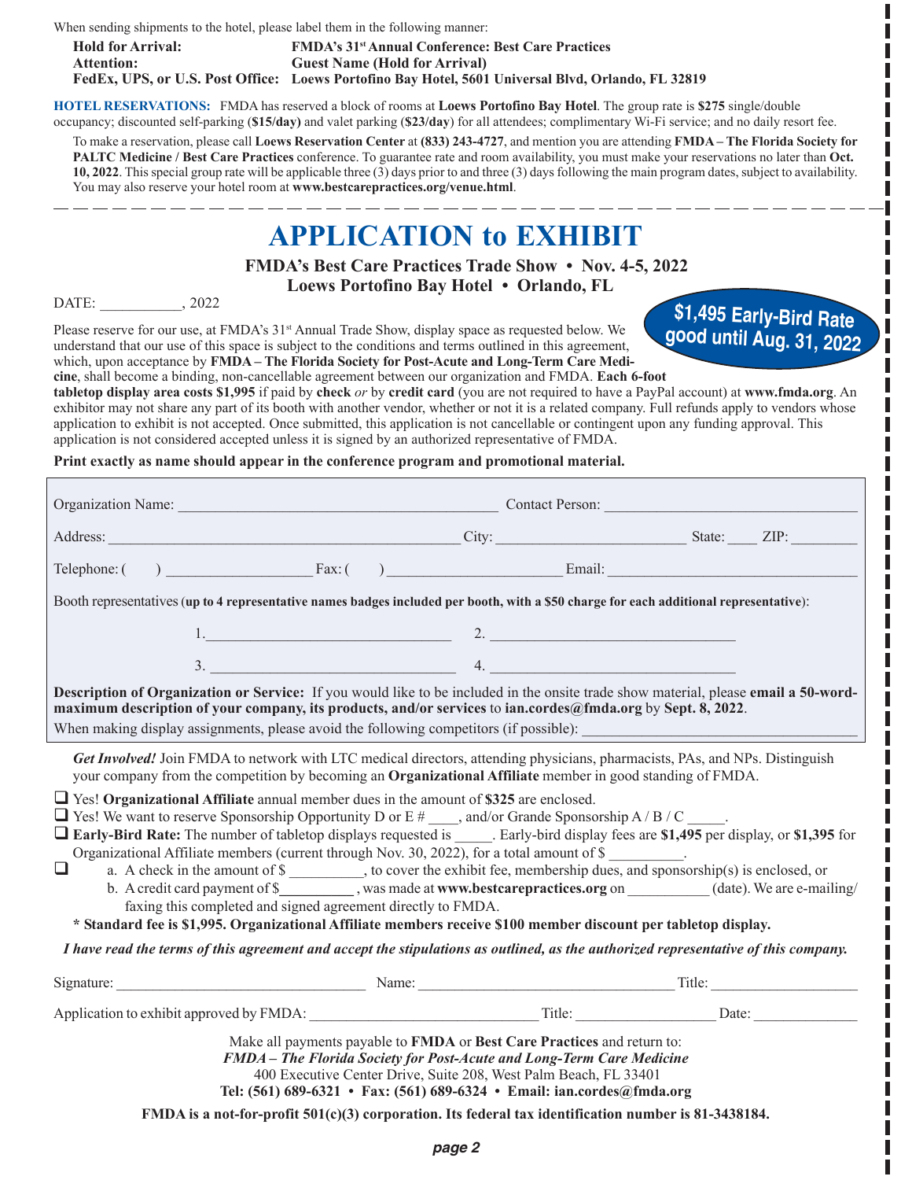When sending shipments to the hotel, please label them in the following manner:

**Hold for Arrival:** **FMDA's 31st Annual Conference: Best Care Practices**
**Attention:** **Guest Name (Hold for Arrival)**
**FedEx, UPS, or U.S. Post Office:** **Loews Portofino Bay Hotel, 5601 Universal Blvd, Orlando, FL 32819**

**HOTEL RESERVATIONS:** FMDA has reserved a block of rooms at **Loews Portofino Bay Hotel**. The group rate is **$275** single/double occupancy; discounted self-parking (**$15/day)** and valet parking (**$23/day**) for all attendees; complimentary Wi-Fi service; and no daily resort fee.

To make a reservation, please call **Loews Reservation Center** at **(833) 243-4727**, and mention you are attending **FMDA – The Florida Society for PALTC Medicine / Best Care Practices** conference. To guarantee rate and room availability, you must make your reservations no later than **Oct. 10, 2022**. This special group rate will be applicable three (3) days prior to and three (3) days following the main program dates, subject to availability. You may also reserve your hotel room at **www.bestcarepractices.org/venue.html**.

---

# APPLICATION to EXHIBIT

**FMDA's Best Care Practices Trade Show • Nov. 4-5, 2022**
**Loews Portofino Bay Hotel • Orlando, FL**

**$1,495 Early-Bird Rate good until Aug. 31, 2022**

DATE: ___________, 2022

Please reserve for our use, at FMDA's 31st Annual Trade Show, display space as requested below. We understand that our use of this space is subject to the conditions and terms outlined in this agreement, which, upon acceptance by **FMDA – The Florida Society for Post-Acute and Long-Term Care Medicine**, shall become a binding, non-cancellable agreement between our organization and FMDA. **Each 6-foot tabletop display area costs $1,995** if paid by **check** *or* by **credit card** (you are not required to have a PayPal account) at **www.fmda.org**. An exhibitor may not share any part of its booth with another vendor, whether or not it is a related company. Full refunds apply to vendors whose application to exhibit is not accepted. Once submitted, this application is not cancellable or contingent upon any funding approval. This application is not considered accepted unless it is signed by an authorized representative of FMDA.

**Print exactly as name should appear in the conference program and promotional material.**

Organization Name: ________________________ Contact Person: ________________________

Address: ________________________ City: ________________ State: ____ ZIP: ________

Telephone: ( ) ________________ Fax: ( ) ________________ Email: ________________________

Booth representatives (**up to 4 representative names badges included per booth, with a $50 charge for each additional representative**):

1. ________________________ 2. ________________________

3. ________________________ 4. ________________________

**Description of Organization or Service:** If you would like to be included in the onsite trade show material, please **email a 50-word-maximum description of your company, its products, and/or services** to **ian.cordes@fmda.org** by **Sept. 8, 2022**.

When making display assignments, please avoid the following competitors (if possible): ________________________

***Get Involved!*** Join FMDA to network with LTC medical directors, attending physicians, pharmacists, PAs, and NPs. Distinguish your company from the competition by becoming an **Organizational Affiliate** member in good standing of FMDA.

- ❑ Yes! **Organizational Affiliate** annual member dues in the amount of **$325** are enclosed.
- ❑ Yes! We want to reserve Sponsorship Opportunity D or E # ____, and/or Grande Sponsorship A / B / C _____.
- ❑ **Early-Bird Rate:** The number of tabletop displays requested is _____. Early-bird display fees are **$1,495** per display, or **$1,395** for Organizational Affiliate members (current through Nov. 30, 2022), for a total amount of $ __________.
- ❑ a. A check in the amount of $ __________, to cover the exhibit fee, membership dues, and sponsorship(s) is enclosed, or
  b. A credit card payment of $__________ , was made at **www.bestcarepractices.org** on ___________ (date). We are e-mailing/faxing this completed and signed agreement directly to FMDA.

**\* Standard fee is $1,995. Organizational Affiliate members receive $100 member discount per tabletop display.**

***I have read the terms of this agreement and accept the stipulations as outlined, as the authorized representative of this company.***

Signature: ________________________ Name: ________________________ Title: ________________

Application to exhibit approved by FMDA: ________________________ Title: ________________ Date: ____________

Make all payments payable to **FMDA** or **Best Care Practices** and return to:
***FMDA – The Florida Society for Post-Acute and Long-Term Care Medicine***
400 Executive Center Drive, Suite 208, West Palm Beach, FL 33401
**Tel: (561) 689-6321 • Fax: (561) 689-6324 • Email: ian.cordes@fmda.org**

**FMDA is a not-for-profit 501(c)(3) corporation. Its federal tax identification number is 81-3438184.**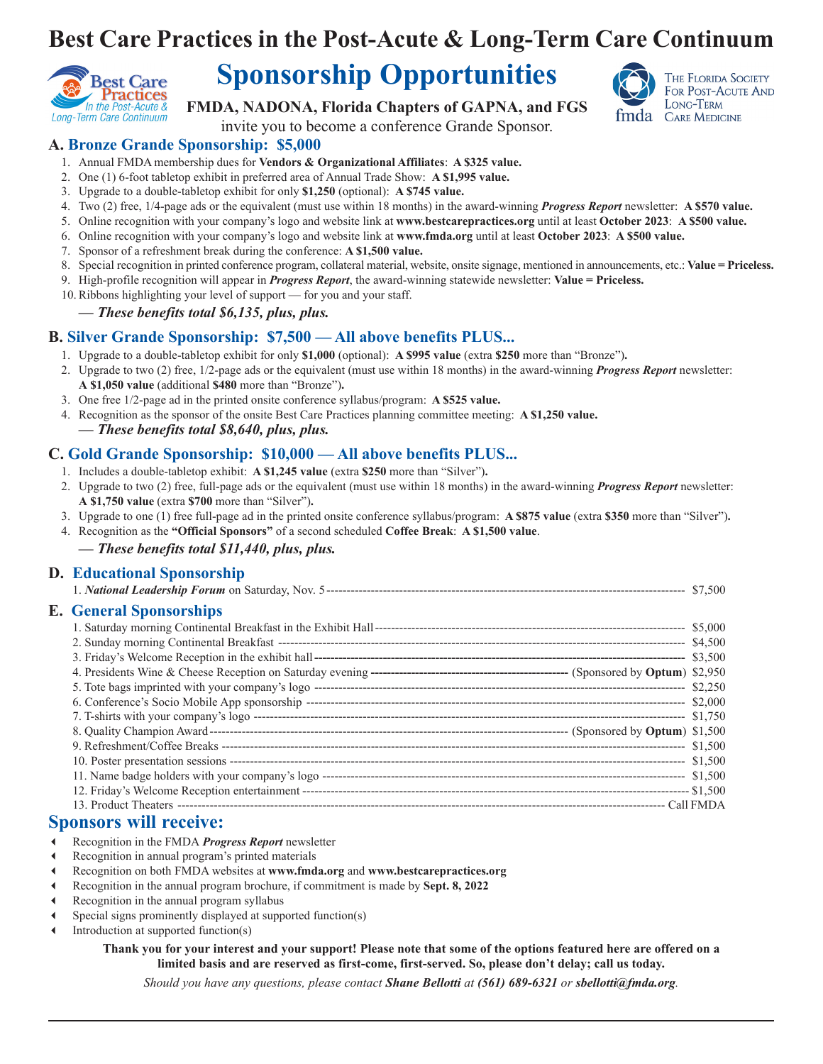# Best Care Practices in the Post-Acute & Long-Term Care Continuum

## Sponsorship Opportunities

Best Care Practices In the Post-Acute & Long-Term Care Continuum

The Florida Society For Post-Acute And Long-Term Care Medicine — fmda

**FMDA, NADONA, Florida Chapters of GAPNA, and FGS**

invite you to become a conference Grande Sponsor.

### A. Bronze Grande Sponsorship: $5,000

1. Annual FMDA membership dues for **Vendors & Organizational Affiliates**: **A $325 value.**
2. One (1) 6-foot tabletop exhibit in preferred area of Annual Trade Show: **A $1,995 value.**
3. Upgrade to a double-tabletop exhibit for only **$1,250** (optional): **A $745 value.**
4. Two (2) free, 1/4-page ads or the equivalent (must use within 18 months) in the award-winning ***Progress Report*** newsletter: **A $570 value.**
5. Online recognition with your company's logo and website link at **www.bestcarepractices.org** until at least **October 2023**: **A $500 value.**
6. Online recognition with your company's logo and website link at **www.fmda.org** until at least **October 2023**: **A $500 value.**
7. Sponsor of a refreshment break during the conference: **A $1,500 value.**
8. Special recognition in printed conference program, collateral material, website, onsite signage, mentioned in announcements, etc.: **Value = Priceless.**
9. High-profile recognition will appear in ***Progress Report***, the award-winning statewide newsletter: **Value = Priceless.**
10. Ribbons highlighting your level of support — for you and your staff.

***— These benefits total $6,135, plus, plus.***

### B. Silver Grande Sponsorship: $7,500 — All above benefits PLUS...

1. Upgrade to a double-tabletop exhibit for only **$1,000** (optional): **A $995 value** (extra **$250** more than "Bronze")**.**
2. Upgrade to two (2) free, 1/2-page ads or the equivalent (must use within 18 months) in the award-winning ***Progress Report*** newsletter: **A $1,050 value** (additional **$480** more than "Bronze")**.**
3. One free 1/2-page ad in the printed onsite conference syllabus/program: **A $525 value.**
4. Recognition as the sponsor of the onsite Best Care Practices planning committee meeting: **A $1,250 value.**

***— These benefits total $8,640, plus, plus.***

### C. Gold Grande Sponsorship: $10,000 — All above benefits PLUS...

1. Includes a double-tabletop exhibit: **A $1,245 value** (extra **$250** more than "Silver")**.**
2. Upgrade to two (2) free, full-page ads or the equivalent (must use within 18 months) in the award-winning ***Progress Report*** newsletter: **A $1,750 value** (extra **$700** more than "Silver")**.**
3. Upgrade to one (1) free full-page ad in the printed onsite conference syllabus/program: **A $875 value** (extra **$350** more than "Silver")**.**
4. Recognition as the **"Official Sponsors"** of a second scheduled **Coffee Break**: **A $1,500 value**.

***— These benefits total $11,440, plus, plus.***

### D. Educational Sponsorship

1. ***National Leadership Forum*** on Saturday, Nov. 5 ---------- $7,500

### E. General Sponsorships

1. Saturday morning Continental Breakfast in the Exhibit Hall ---------- $5,000
2. Sunday morning Continental Breakfast ---------- $4,500
3. Friday's Welcome Reception in the exhibit hall ---------- $3,500
4. Presidents Wine & Cheese Reception on Saturday evening ---------- (Sponsored by **Optum**) $2,950
5. Tote bags imprinted with your company's logo ---------- $2,250
6. Conference's Socio Mobile App sponsorship ---------- $2,000
7. T-shirts with your company's logo ---------- $1,750
8. Quality Champion Award ---------- (Sponsored by **Optum**) $1,500
9. Refreshment/Coffee Breaks ---------- $1,500
10. Poster presentation sessions ---------- $1,500
11. Name badge holders with your company's logo ---------- $1,500
12. Friday's Welcome Reception entertainment ---------- $1,500
13. Product Theaters ---------- Call FMDA

## Sponsors will receive:

- Recognition in the FMDA ***Progress Report*** newsletter
- Recognition in annual program's printed materials
- Recognition on both FMDA websites at **www.fmda.org** and **www.bestcarepractices.org**
- Recognition in the annual program brochure, if commitment is made by **Sept. 8, 2022**
- Recognition in the annual program syllabus
- Special signs prominently displayed at supported function(s)
- Introduction at supported function(s)

**Thank you for your interest and your support! Please note that some of the options featured here are offered on a limited basis and are reserved as first-come, first-served. So, please don't delay; call us today.**

*Should you have any questions, please contact **Shane Bellotti** at **(561) 689-6321** or **sbellotti@fmda.org**.*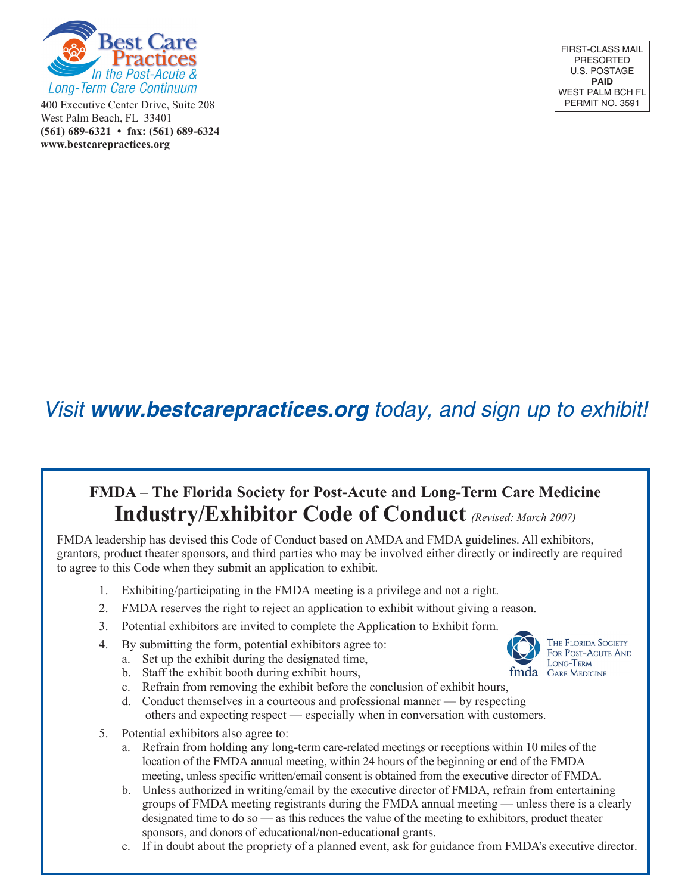**Best Care Practices**
*In the Post-Acute & Long-Term Care Continuum*

400 Executive Center Drive, Suite 208
West Palm Beach, FL 33401
**(561) 689-6321 • fax: (561) 689-6324**
**www.bestcarepractices.org**

FIRST-CLASS MAIL
PRESORTED
U.S. POSTAGE
**PAID**
WEST PALM BCH FL
PERMIT NO. 3591

*Visit **www.bestcarepractices.org** today, and sign up to exhibit!*

## FMDA – The Florida Society for Post-Acute and Long-Term Care Medicine

# Industry/Exhibitor Code of Conduct *(Revised: March 2007)*

FMDA leadership has devised this Code of Conduct based on AMDA and FMDA guidelines. All exhibitors, grantors, product theater sponsors, and third parties who may be involved either directly or indirectly are required to agree to this Code when they submit an application to exhibit.

1. Exhibiting/participating in the FMDA meeting is a privilege and not a right.
2. FMDA reserves the right to reject an application to exhibit without giving a reason.
3. Potential exhibitors are invited to complete the Application to Exhibit form.
4. By submitting the form, potential exhibitors agree to:
   a. Set up the exhibit during the designated time,
   b. Staff the exhibit booth during exhibit hours,
   c. Refrain from removing the exhibit before the conclusion of exhibit hours,
   d. Conduct themselves in a courteous and professional manner — by respecting others and expecting respect — especially when in conversation with customers.
5. Potential exhibitors also agree to:
   a. Refrain from holding any long-term care-related meetings or receptions within 10 miles of the location of the FMDA annual meeting, within 24 hours of the beginning or end of the FMDA meeting, unless specific written/email consent is obtained from the executive director of FMDA.
   b. Unless authorized in writing/email by the executive director of FMDA, refrain from entertaining groups of FMDA meeting registrants during the FMDA annual meeting — unless there is a clearly designated time to do so — as this reduces the value of the meeting to exhibitors, product theater sponsors, and donors of educational/non-educational grants.
   c. If in doubt about the propriety of a planned event, ask for guidance from FMDA's executive director.

fmda — The Florida Society For Post-Acute And Long-Term Care Medicine